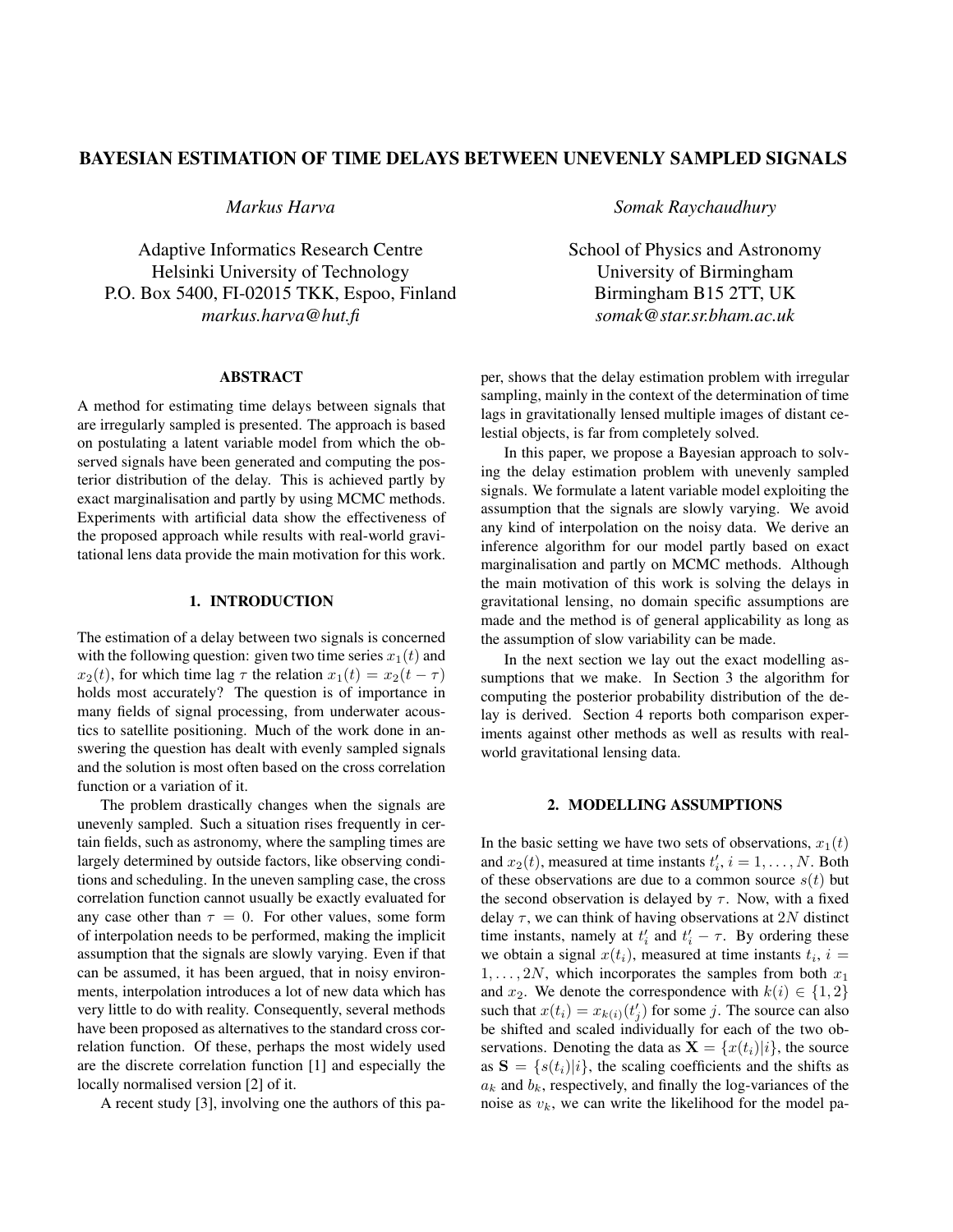# BAYESIAN ESTIMATION OF TIME DELAYS BETWEEN UNEVENLY SAMPLED SIGNALS

*Markus Harva*

Adaptive Informatics Research Centre
Helsinki University of Technology
P.O. Box 5400, FI-02015 TKK, Espoo, Finland
*markus.harva@hut.fi*

*Somak Raychaudhury*

School of Physics and Astronomy
University of Birmingham
Birmingham B15 2TT, UK
*somak@star.sr.bham.ac.uk*

## ABSTRACT

A method for estimating time delays between signals that are irregularly sampled is presented. The approach is based on postulating a latent variable model from which the observed signals have been generated and computing the posterior distribution of the delay. This is achieved partly by exact marginalisation and partly by using MCMC methods. Experiments with artificial data show the effectiveness of the proposed approach while results with real-world gravitational lens data provide the main motivation for this work.

## 1. INTRODUCTION

The estimation of a delay between two signals is concerned with the following question: given two time series $x_1(t)$ and $x_2(t)$, for which time lag $\tau$ the relation $x_1(t) = x_2(t - \tau)$ holds most accurately? The question is of importance in many fields of signal processing, from underwater acoustics to satellite positioning. Much of the work done in answering the question has dealt with evenly sampled signals and the solution is most often based on the cross correlation function or a variation of it.

The problem drastically changes when the signals are unevenly sampled. Such a situation rises frequently in certain fields, such as astronomy, where the sampling times are largely determined by outside factors, like observing conditions and scheduling. In the uneven sampling case, the cross correlation function cannot usually be exactly evaluated for any case other than $\tau = 0$. For other values, some form of interpolation needs to be performed, making the implicit assumption that the signals are slowly varying. Even if that can be assumed, it has been argued, that in noisy environments, interpolation introduces a lot of new data which has very little to do with reality. Consequently, several methods have been proposed as alternatives to the standard cross correlation function. Of these, perhaps the most widely used are the discrete correlation function [1] and especially the locally normalised version [2] of it.

A recent study [3], involving one the authors of this paper, shows that the delay estimation problem with irregular sampling, mainly in the context of the determination of time lags in gravitationally lensed multiple images of distant celestial objects, is far from completely solved.

In this paper, we propose a Bayesian approach to solving the delay estimation problem with unevenly sampled signals. We formulate a latent variable model exploiting the assumption that the signals are slowly varying. We avoid any kind of interpolation on the noisy data. We derive an inference algorithm for our model partly based on exact marginalisation and partly on MCMC methods. Although the main motivation of this work is solving the delays in gravitational lensing, no domain specific assumptions are made and the method is of general applicability as long as the assumption of slow variability can be made.

In the next section we lay out the exact modelling assumptions that we make. In Section 3 the algorithm for computing the posterior probability distribution of the delay is derived. Section 4 reports both comparison experiments against other methods as well as results with real-world gravitational lensing data.

## 2. MODELLING ASSUMPTIONS

In the basic setting we have two sets of observations, $x_1(t)$ and $x_2(t)$, measured at time instants $t'_i$, $i = 1, \ldots, N$. Both of these observations are due to a common source $s(t)$ but the second observation is delayed by $\tau$. Now, with a fixed delay $\tau$, we can think of having observations at $2N$ distinct time instants, namely at $t'_i$ and $t'_i - \tau$. By ordering these we obtain a signal $x(t_i)$, measured at time instants $t_i$, $i = 1, \ldots, 2N$, which incorporates the samples from both $x_1$ and $x_2$. We denote the correspondence with $k(i) \in \{1, 2\}$ such that $x(t_i) = x_{k(i)}(t'_j)$ for some $j$. The source can also be shifted and scaled individually for each of the two observations. Denoting the data as $\mathbf{X} = \{x(t_i)|i\}$, the source as $\mathbf{S} = \{s(t_i)|i\}$, the scaling coefficients and the shifts as $a_k$ and $b_k$, respectively, and finally the log-variances of the noise as $v_k$, we can write the likelihood for the model pa-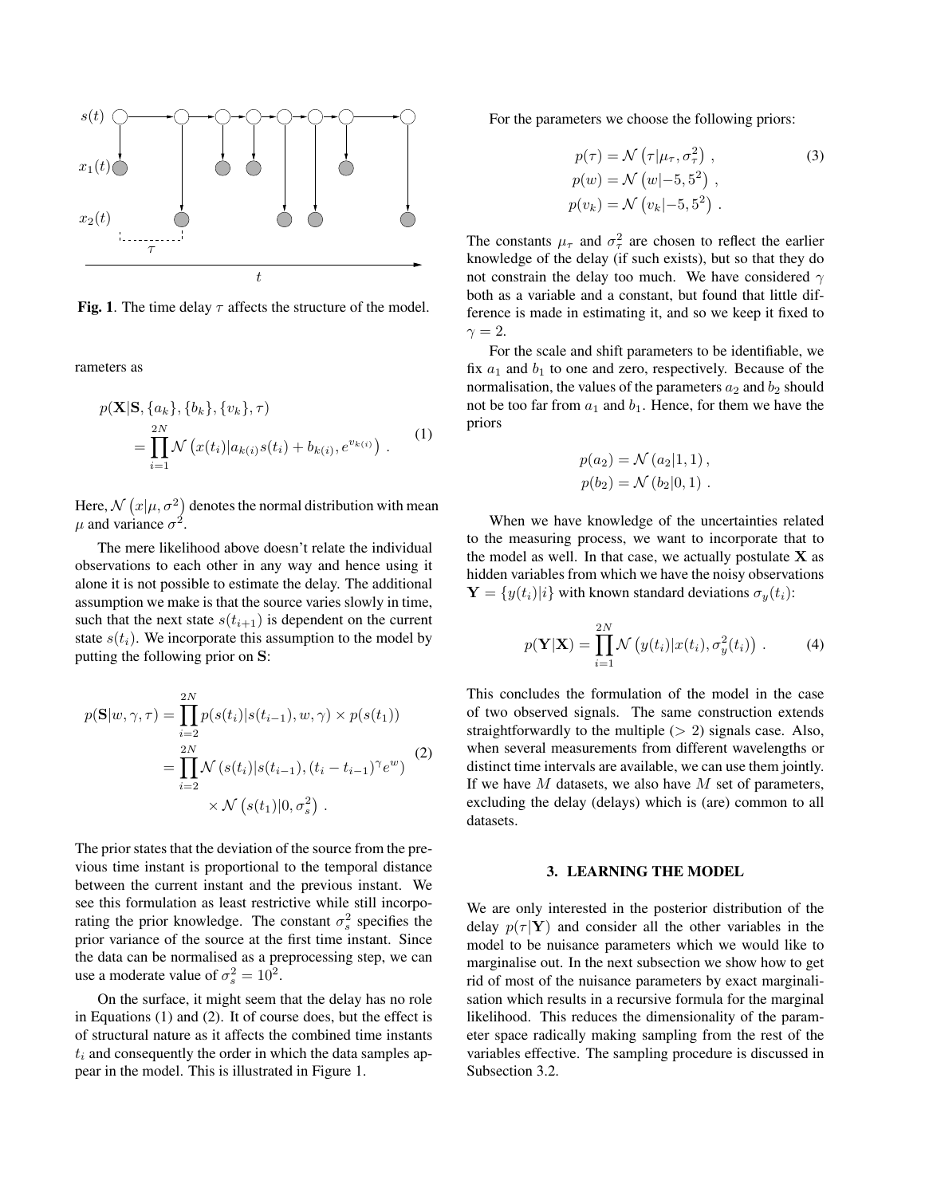**Fig. 1**. The time delay $\tau$ affects the structure of the model.

rameters as

$$
\begin{aligned}
& p(\mathbf{X}|\mathbf{S}, \{a_k\}, \{b_k\}, \{v_k\}, \tau) \\
& \quad = \prod_{i=1}^{2N} \mathcal{N}\left(x(t_i)|a_{k(i)}s(t_i) + b_{k(i)}, e^{v_{k(i)}}\right) .
\end{aligned} \tag{1}
$$

Here, $\mathcal{N}\left(x|\mu, \sigma^2\right)$ denotes the normal distribution with mean $\mu$ and variance $\sigma^2$.

The mere likelihood above doesn't relate the individual observations to each other in any way and hence using it alone it is not possible to estimate the delay. The additional assumption we make is that the source varies slowly in time, such that the next state $s(t_{i+1})$ is dependent on the current state $s(t_i)$. We incorporate this assumption to the model by putting the following prior on $\mathbf{S}$:

$$
\begin{aligned}
p(\mathbf{S}|w, \gamma, \tau) &= \prod_{i=2}^{2N} p(s(t_i)|s(t_{i-1}), w, \gamma) \times p(s(t_1)) \\
&= \prod_{i=2}^{2N} \mathcal{N}\left(s(t_i)|s(t_{i-1}), (t_i - t_{i-1})^{\gamma} e^{w}\right) \\
&\qquad \times \mathcal{N}\left(s(t_1)|0, \sigma_s^2\right) .
\end{aligned} \tag{2}
$$

The prior states that the deviation of the source from the previous time instant is proportional to the temporal distance between the current instant and the previous instant. We see this formulation as least restrictive while still incorporating the prior knowledge. The constant $\sigma_s^2$ specifies the prior variance of the source at the first time instant. Since the data can be normalised as a preprocessing step, we can use a moderate value of $\sigma_s^2 = 10^2$.

On the surface, it might seem that the delay has no role in Equations (1) and (2). It of course does, but the effect is of structural nature as it affects the combined time instants $t_i$ and consequently the order in which the data samples appear in the model. This is illustrated in Figure 1.

For the parameters we choose the following priors:

$$
\begin{aligned}
p(\tau) &= \mathcal{N}\left(\tau|\mu_\tau, \sigma_\tau^2\right) , \\
p(w) &= \mathcal{N}\left(w|-5, 5^2\right) , \\
p(v_k) &= \mathcal{N}\left(v_k|-5, 5^2\right) .
\end{aligned} \tag{3}
$$

The constants $\mu_\tau$ and $\sigma_\tau^2$ are chosen to reflect the earlier knowledge of the delay (if such exists), but so that they do not constrain the delay too much. We have considered $\gamma$ both as a variable and a constant, but found that little difference is made in estimating it, and so we keep it fixed to $\gamma = 2$.

For the scale and shift parameters to be identifiable, we fix $a_1$ and $b_1$ to one and zero, respectively. Because of the normalisation, the values of the parameters $a_2$ and $b_2$ should not be too far from $a_1$ and $b_1$. Hence, for them we have the priors

$$
\begin{aligned}
p(a_2) &= \mathcal{N}\left(a_2|1, 1\right), \\
p(b_2) &= \mathcal{N}\left(b_2|0, 1\right) .
\end{aligned}
$$

When we have knowledge of the uncertainties related to the measuring process, we want to incorporate that to the model as well. In that case, we actually postulate $\mathbf{X}$ as hidden variables from which we have the noisy observations $\mathbf{Y} = \{y(t_i)|i\}$ with known standard deviations $\sigma_y(t_i)$:

$$
p(\mathbf{Y}|\mathbf{X}) = \prod_{i=1}^{2N} \mathcal{N}\left(y(t_i)|x(t_i), \sigma_y^2(t_i)\right) . \tag{4}
$$

This concludes the formulation of the model in the case of two observed signals. The same construction extends straightforwardly to the multiple ($> 2$) signals case. Also, when several measurements from different wavelengths or distinct time intervals are available, we can use them jointly. If we have $M$ datasets, we also have $M$ set of parameters, excluding the delay (delays) which is (are) common to all datasets.

### 3. LEARNING THE MODEL

We are only interested in the posterior distribution of the delay $p(\tau|\mathbf{Y})$ and consider all the other variables in the model to be nuisance parameters which we would like to marginalise out. In the next subsection we show how to get rid of most of the nuisance parameters by exact marginalisation which results in a recursive formula for the marginal likelihood. This reduces the dimensionality of the parameter space radically making sampling from the rest of the variables effective. The sampling procedure is discussed in Subsection 3.2.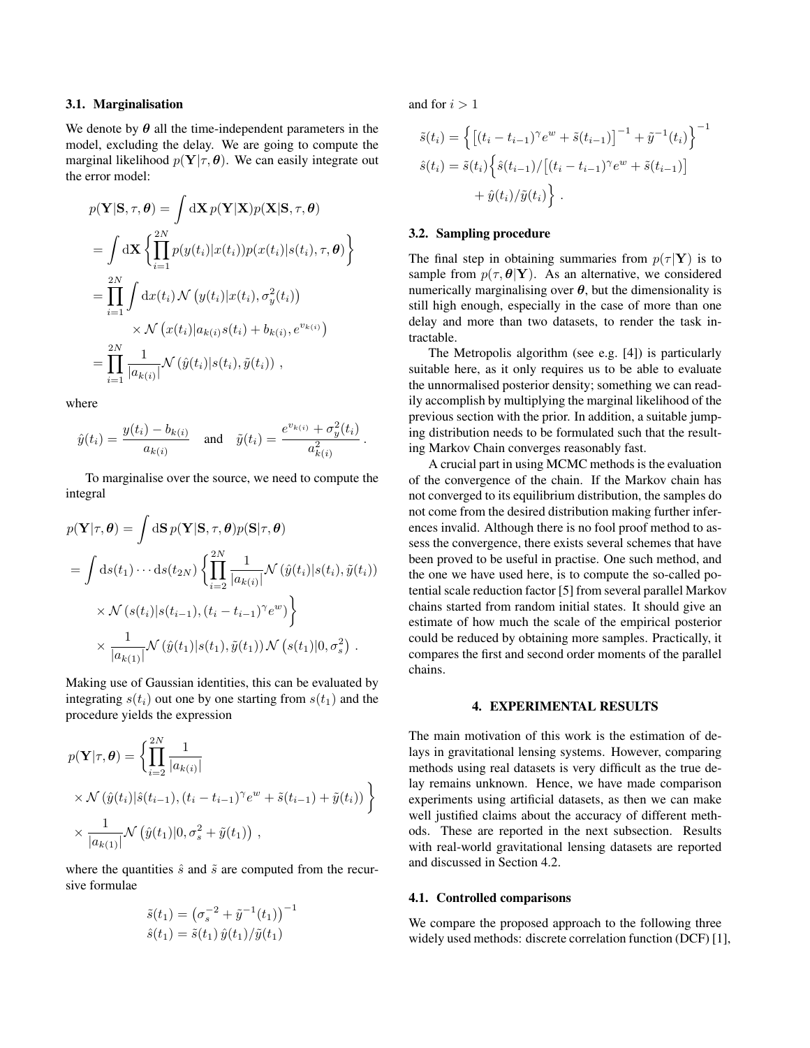### 3.1. Marginalisation

We denote by $\boldsymbol{\theta}$ all the time-independent parameters in the model, excluding the delay. We are going to compute the marginal likelihood $p(\mathbf{Y}|\tau, \boldsymbol{\theta})$. We can easily integrate out the error model:

$$
\begin{aligned}
p(\mathbf{Y}|\mathbf{S}, \tau, \boldsymbol{\theta}) &= \int \mathrm{d}\mathbf{X}\, p(\mathbf{Y}|\mathbf{X}) p(\mathbf{X}|\mathbf{S}, \tau, \boldsymbol{\theta}) \\
&= \int \mathrm{d}\mathbf{X} \left\{ \prod_{i=1}^{2N} p(y(t_i)|x(t_i)) p(x(t_i)|s(t_i), \tau, \boldsymbol{\theta}) \right\} \\
&= \prod_{i=1}^{2N} \int \mathrm{d}x(t_i) \mathcal{N}\left(y(t_i)|x(t_i), \sigma_y^2(t_i)\right) \\
&\qquad \times \mathcal{N}\left(x(t_i)|a_{k(i)} s(t_i) + b_{k(i)}, e^{v_{k(i)}}\right) \\
&= \prod_{i=1}^{2N} \frac{1}{|a_{k(i)}|} \mathcal{N}\left(\hat{y}(t_i)|s(t_i), \tilde{y}(t_i)\right) ,
\end{aligned}
$$

where

$$
\hat{y}(t_i) = \frac{y(t_i) - b_{k(i)}}{a_{k(i)}} \quad \text{and} \quad \tilde{y}(t_i) = \frac{e^{v_{k(i)}} + \sigma_y^2(t_i)}{a_{k(i)}^2} .
$$

To marginalise over the source, we need to compute the integral

$$
\begin{aligned}
&p(\mathbf{Y}|\tau, \boldsymbol{\theta}) = \int \mathrm{d}\mathbf{S}\, p(\mathbf{Y}|\mathbf{S}, \tau, \boldsymbol{\theta}) p(\mathbf{S}|\tau, \boldsymbol{\theta}) \\
&= \int \mathrm{d}s(t_1) \cdots \mathrm{d}s(t_{2N}) \left\{ \prod_{i=2}^{2N} \frac{1}{|a_{k(i)}|} \mathcal{N}\left(\hat{y}(t_i)|s(t_i), \tilde{y}(t_i)\right) \right. \\
&\qquad \left. \times \mathcal{N}\left(s(t_i)|s(t_{i-1}), (t_i - t_{i-1})^\gamma e^w\right) \right\} \\
&\qquad \times \frac{1}{|a_{k(1)}|} \mathcal{N}\left(\hat{y}(t_1)|s(t_1), \tilde{y}(t_1)\right) \mathcal{N}\left(s(t_1)|0, \sigma_s^2\right) .
\end{aligned}
$$

Making use of Gaussian identities, this can be evaluated by integrating $s(t_i)$ out one by one starting from $s(t_1)$ and the procedure yields the expression

$$
\begin{aligned}
p(\mathbf{Y}|\tau, \boldsymbol{\theta}) &= \left\{ \prod_{i=2}^{2N} \frac{1}{|a_{k(i)}|} \right. \\
&\left. \times \mathcal{N}\left(\hat{y}(t_i)|\hat{s}(t_{i-1}), (t_i - t_{i-1})^\gamma e^w + \tilde{s}(t_{i-1}) + \tilde{y}(t_i)\right) \right\} \\
&\times \frac{1}{|a_{k(1)}|} \mathcal{N}\left(\hat{y}(t_1)|0, \sigma_s^2 + \tilde{y}(t_1)\right) ,
\end{aligned}
$$

where the quantities $\hat{s}$ and $\tilde{s}$ are computed from the recursive formulae

$$
\begin{aligned}
\tilde{s}(t_1) &= \left(\sigma_s^{-2} + \tilde{y}^{-1}(t_1)\right)^{-1} \\
\hat{s}(t_1) &= \tilde{s}(t_1)\, \hat{y}(t_1) / \tilde{y}(t_1)
\end{aligned}
$$

and for $i > 1$

$$
\begin{aligned}
\tilde{s}(t_i) &= \left\{ \left[(t_i - t_{i-1})^\gamma e^w + \tilde{s}(t_{i-1})\right]^{-1} + \tilde{y}^{-1}(t_i) \right\}^{-1} \\
\hat{s}(t_i) &= \tilde{s}(t_i) \Big\{ \hat{s}(t_{i-1}) / \left[(t_i - t_{i-1})^\gamma e^w + \tilde{s}(t_{i-1})\right] \\
&\qquad + \hat{y}(t_i)/\tilde{y}(t_i) \Big\} .
\end{aligned}
$$

### 3.2. Sampling procedure

The final step in obtaining summaries from $p(\tau|\mathbf{Y})$ is to sample from $p(\tau, \boldsymbol{\theta}|\mathbf{Y})$. As an alternative, we considered numerically marginalising over $\boldsymbol{\theta}$, but the dimensionality is still high enough, especially in the case of more than one delay and more than two datasets, to render the task intractable.

The Metropolis algorithm (see e.g. [4]) is particularly suitable here, as it only requires us to be able to evaluate the unnormalised posterior density; something we can readily accomplish by multiplying the marginal likelihood of the previous section with the prior. In addition, a suitable jumping distribution needs to be formulated such that the resulting Markov Chain converges reasonably fast.

A crucial part in using MCMC methods is the evaluation of the convergence of the chain. If the Markov chain has not converged to its equilibrium distribution, the samples do not come from the desired distribution making further inferences invalid. Although there is no fool proof method to assess the convergence, there exists several schemes that have been proved to be useful in practise. One such method, and the one we have used here, is to compute the so-called potential scale reduction factor [5] from several parallel Markov chains started from random initial states. It should give an estimate of how much the scale of the empirical posterior could be reduced by obtaining more samples. Practically, it compares the first and second order moments of the parallel chains.

## 4. EXPERIMENTAL RESULTS

The main motivation of this work is the estimation of delays in gravitational lensing systems. However, comparing methods using real datasets is very difficult as the true delay remains unknown. Hence, we have made comparison experiments using artificial datasets, as then we can make well justified claims about the accuracy of different methods. These are reported in the next subsection. Results with real-world gravitational lensing datasets are reported and discussed in Section 4.2.

### 4.1. Controlled comparisons

We compare the proposed approach to the following three widely used methods: discrete correlation function (DCF) [1],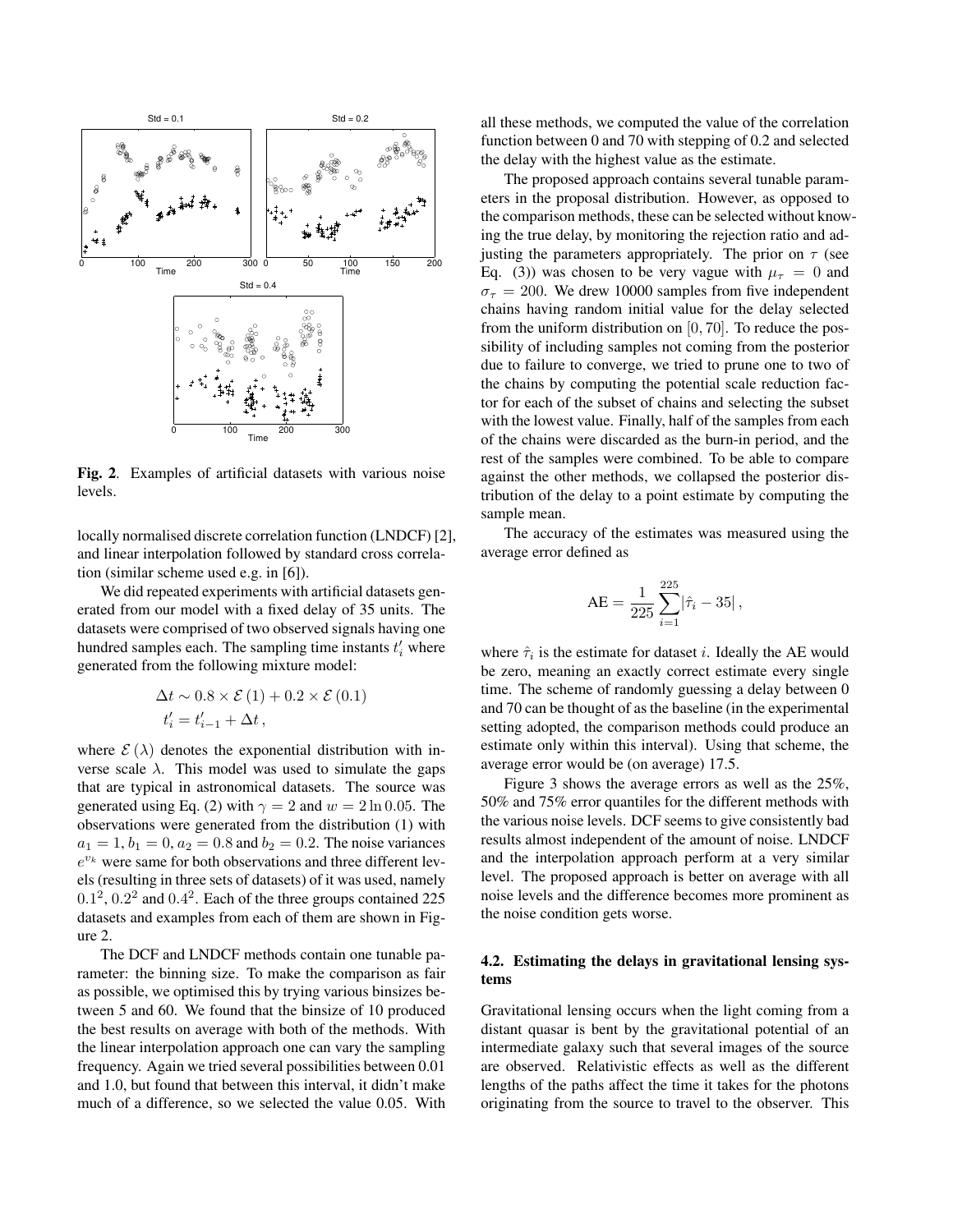**Fig. 2**. Examples of artificial datasets with various noise levels.

locally normalised discrete correlation function (LNDCF) [2], and linear interpolation followed by standard cross correlation (similar scheme used e.g. in [6]).

We did repeated experiments with artificial datasets generated from our model with a fixed delay of 35 units. The datasets were comprised of two observed signals having one hundred samples each. The sampling time instants $t'_i$ where generated from the following mixture model:

$$\Delta t \sim 0.8 \times \mathcal{E}(1) + 0.2 \times \mathcal{E}(0.1)$$
$$t'_i = t'_{i-1} + \Delta t \,,$$

where $\mathcal{E}(\lambda)$ denotes the exponential distribution with inverse scale $\lambda$. This model was used to simulate the gaps that are typical in astronomical datasets. The source was generated using Eq. (2) with $\gamma = 2$ and $w = 2 \ln 0.05$. The observations were generated from the distribution (1) with $a_1 = 1, b_1 = 0, a_2 = 0.8$ and $b_2 = 0.2$. The noise variances $e^{v_k}$ were same for both observations and three different levels (resulting in three sets of datasets) of it was used, namely $0.1^2$, $0.2^2$ and $0.4^2$. Each of the three groups contained 225 datasets and examples from each of them are shown in Figure 2.

The DCF and LNDCF methods contain one tunable parameter: the binning size. To make the comparison as fair as possible, we optimised this by trying various binsizes between 5 and 60. We found that the binsize of 10 produced the best results on average with both of the methods. With the linear interpolation approach one can vary the sampling frequency. Again we tried several possibilities between 0.01 and 1.0, but found that between this interval, it didn't make much of a difference, so we selected the value 0.05. With all these methods, we computed the value of the correlation function between 0 and 70 with stepping of 0.2 and selected the delay with the highest value as the estimate.

The proposed approach contains several tunable parameters in the proposal distribution. However, as opposed to the comparison methods, these can be selected without knowing the true delay, by monitoring the rejection ratio and adjusting the parameters appropriately. The prior on $\tau$ (see Eq. (3)) was chosen to be very vague with $\mu_\tau = 0$ and $\sigma_\tau = 200$. We drew 10000 samples from five independent chains having random initial value for the delay selected from the uniform distribution on $[0, 70]$. To reduce the possibility of including samples not coming from the posterior due to failure to converge, we tried to prune one to two of the chains by computing the potential scale reduction factor for each of the subset of chains and selecting the subset with the lowest value. Finally, half of the samples from each of the chains were discarded as the burn-in period, and the rest of the samples were combined. To be able to compare against the other methods, we collapsed the posterior distribution of the delay to a point estimate by computing the sample mean.

The accuracy of the estimates was measured using the average error defined as

$$\text{AE} = \frac{1}{225} \sum_{i=1}^{225} |\hat{\tau}_i - 35| \,,$$

where $\hat{\tau}_i$ is the estimate for dataset $i$. Ideally the AE would be zero, meaning an exactly correct estimate every single time. The scheme of randomly guessing a delay between 0 and 70 can be thought of as the baseline (in the experimental setting adopted, the comparison methods could produce an estimate only within this interval). Using that scheme, the average error would be (on average) 17.5.

Figure 3 shows the average errors as well as the 25%, 50% and 75% error quantiles for the different methods with the various noise levels. DCF seems to give consistently bad results almost independent of the amount of noise. LNDCF and the interpolation approach perform at a very similar level. The proposed approach is better on average with all noise levels and the difference becomes more prominent as the noise condition gets worse.

### 4.2. Estimating the delays in gravitational lensing systems

Gravitational lensing occurs when the light coming from a distant quasar is bent by the gravitational potential of an intermediate galaxy such that several images of the source are observed. Relativistic effects as well as the different lengths of the paths affect the time it takes for the photons originating from the source to travel to the observer. This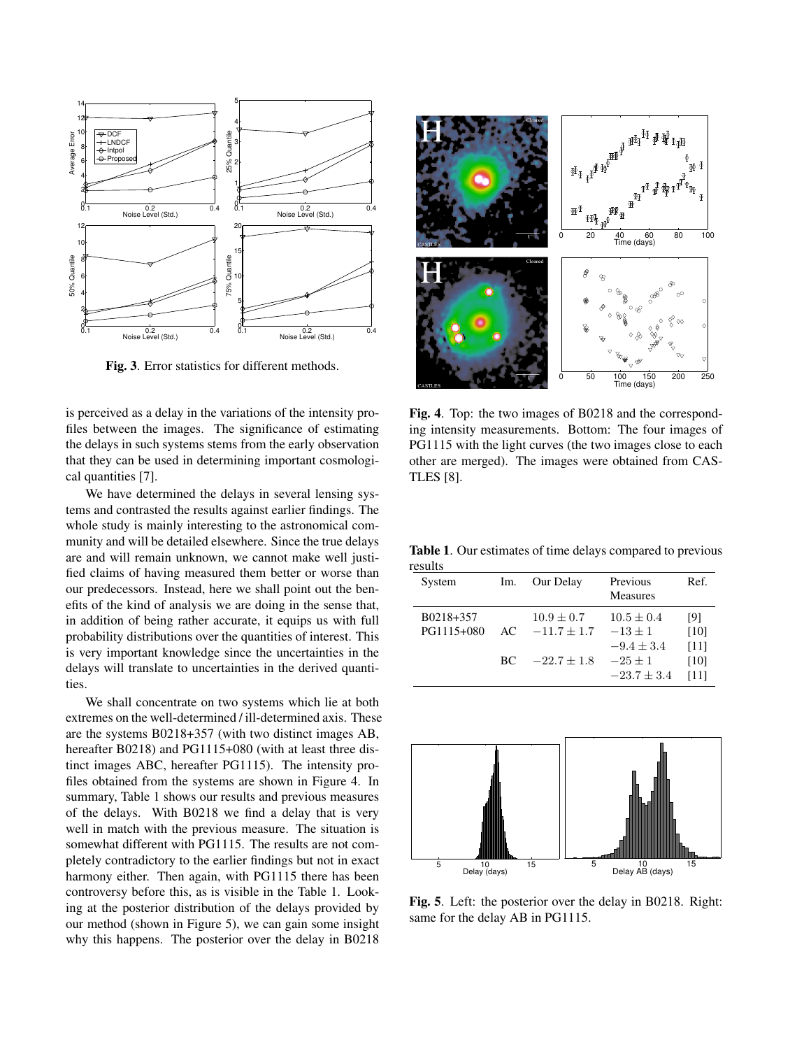**Fig. 3**. Error statistics for different methods.

is perceived as a delay in the variations of the intensity profiles between the images. The significance of estimating the delays in such systems stems from the early observation that they can be used in determining important cosmological quantities [7].

We have determined the delays in several lensing systems and contrasted the results against earlier findings. The whole study is mainly interesting to the astronomical community and will be detailed elsewhere. Since the true delays are and will remain unknown, we cannot make well justified claims of having measured them better or worse than our predecessors. Instead, here we shall point out the benefits of the kind of analysis we are doing in the sense that, in addition of being rather accurate, it equips us with full probability distributions over the quantities of interest. This is very important knowledge since the uncertainties in the delays will translate to uncertainties in the derived quantities.

We shall concentrate on two systems which lie at both extremes on the well-determined / ill-determined axis. These are the systems B0218+357 (with two distinct images AB, hereafter B0218) and PG1115+080 (with at least three distinct images ABC, hereafter PG1115). The intensity profiles obtained from the systems are shown in Figure 4. In summary, Table 1 shows our results and previous measures of the delays. With B0218 we find a delay that is very well in match with the previous measure. The situation is somewhat different with PG1115. The results are not completely contradictory to the earlier findings but not in exact harmony either. Then again, with PG1115 there has been controversy before this, as is visible in the Table 1. Looking at the posterior distribution of the delays provided by our method (shown in Figure 5), we can gain some insight why this happens. The posterior over the delay in B0218

**Fig. 4**. Top: the two images of B0218 and the corresponding intensity measurements. Bottom: The four images of PG1115 with the light curves (the two images close to each other are merged). The images were obtained from CASTLES [8].

**Table 1**. Our estimates of time delays compared to previous results

| System | Im. | Our Delay | Previous Measures | Ref. |
|---|---|---|---|---|
| B0218+357 | | $10.9 \pm 0.7$ | $10.5 \pm 0.4$ | [9] |
| PG1115+080 | AC | $-11.7 \pm 1.7$ | $-13 \pm 1$ | [10] |
| | | | $-9.4 \pm 3.4$ | [11] |
| | BC | $-22.7 \pm 1.8$ | $-25 \pm 1$ | [10] |
| | | | $-23.7 \pm 3.4$ | [11] |

**Fig. 5**. Left: the posterior over the delay in B0218. Right: same for the delay AB in PG1115.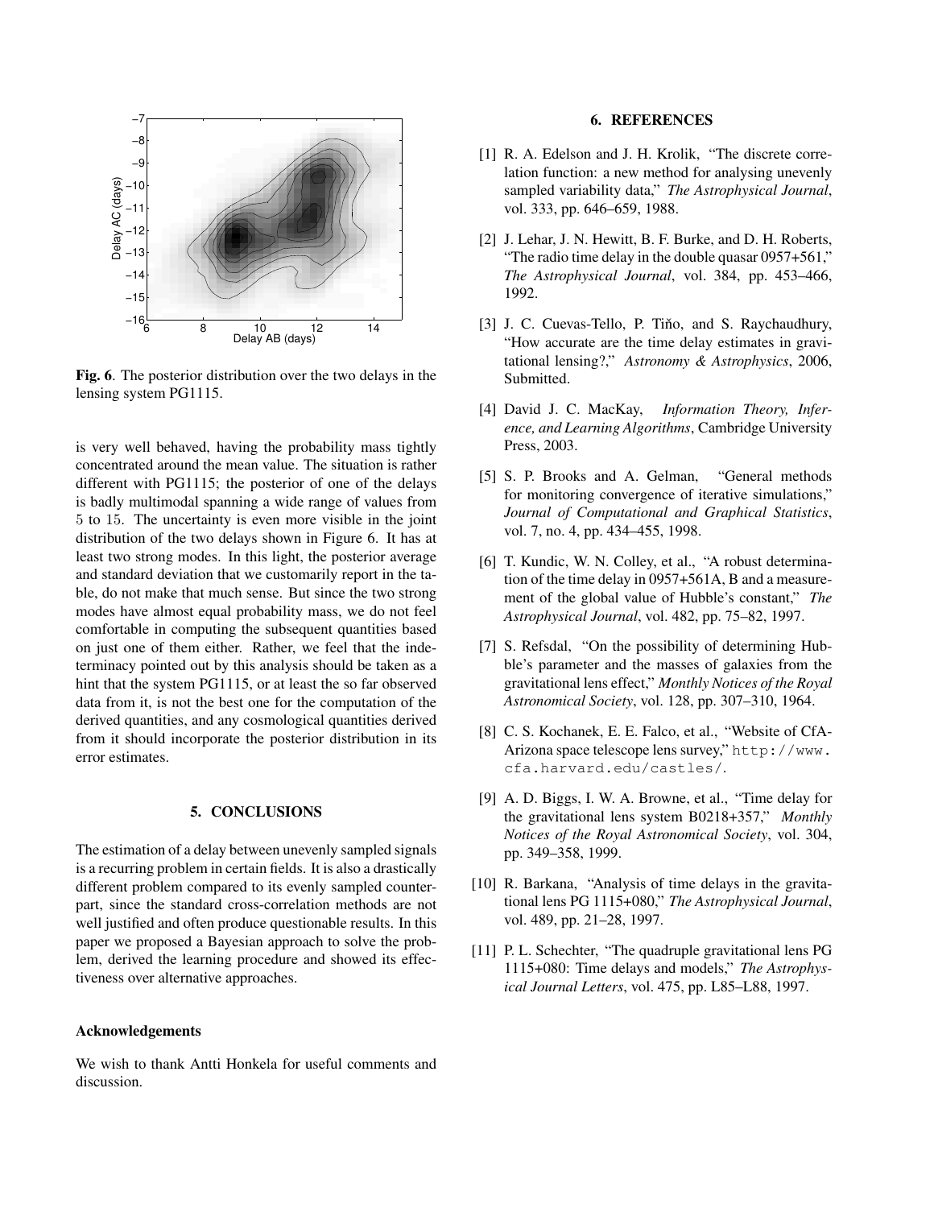−7
−8
−9
−10
−11
−12
−13
−14
−15
−16
6
8
10
12
14
Delay AB (days)
Delay AC (days)

**Fig. 6**. The posterior distribution over the two delays in the lensing system PG1115.

is very well behaved, having the probability mass tightly concentrated around the mean value. The situation is rather different with PG1115; the posterior of one of the delays is badly multimodal spanning a wide range of values from 5 to 15. The uncertainty is even more visible in the joint distribution of the two delays shown in Figure 6. It has at least two strong modes. In this light, the posterior average and standard deviation that we customarily report in the table, do not make that much sense. But since the two strong modes have almost equal probability mass, we do not feel comfortable in computing the subsequent quantities based on just one of them either. Rather, we feel that the indeterminacy pointed out by this analysis should be taken as a hint that the system PG1115, or at least the so far observed data from it, is not the best one for the computation of the derived quantities, and any cosmological quantities derived from it should incorporate the posterior distribution in its error estimates.

## 5. CONCLUSIONS

The estimation of a delay between unevenly sampled signals is a recurring problem in certain fields. It is also a drastically different problem compared to its evenly sampled counterpart, since the standard cross-correlation methods are not well justified and often produce questionable results. In this paper we proposed a Bayesian approach to solve the problem, derived the learning procedure and showed its effectiveness over alternative approaches.

### Acknowledgements

We wish to thank Antti Honkela for useful comments and discussion.

## 6. REFERENCES

[1] R. A. Edelson and J. H. Krolik, "The discrete correlation function: a new method for analysing unevenly sampled variability data," *The Astrophysical Journal*, vol. 333, pp. 646–659, 1988.

[2] J. Lehar, J. N. Hewitt, B. F. Burke, and D. H. Roberts, "The radio time delay in the double quasar 0957+561," *The Astrophysical Journal*, vol. 384, pp. 453–466, 1992.

[3] J. C. Cuevas-Tello, P. Tiňo, and S. Raychaudhury, "How accurate are the time delay estimates in gravitational lensing?," *Astronomy & Astrophysics*, 2006, Submitted.

[4] David J. C. MacKay, *Information Theory, Inference, and Learning Algorithms*, Cambridge University Press, 2003.

[5] S. P. Brooks and A. Gelman, "General methods for monitoring convergence of iterative simulations," *Journal of Computational and Graphical Statistics*, vol. 7, no. 4, pp. 434–455, 1998.

[6] T. Kundic, W. N. Colley, et al., "A robust determination of the time delay in 0957+561A, B and a measurement of the global value of Hubble's constant," *The Astrophysical Journal*, vol. 482, pp. 75–82, 1997.

[7] S. Refsdal, "On the possibility of determining Hubble's parameter and the masses of galaxies from the gravitational lens effect," *Monthly Notices of the Royal Astronomical Society*, vol. 128, pp. 307–310, 1964.

[8] C. S. Kochanek, E. E. Falco, et al., "Website of CfA-Arizona space telescope lens survey," `http://www.cfa.harvard.edu/castles/`.

[9] A. D. Biggs, I. W. A. Browne, et al., "Time delay for the gravitational lens system B0218+357," *Monthly Notices of the Royal Astronomical Society*, vol. 304, pp. 349–358, 1999.

[10] R. Barkana, "Analysis of time delays in the gravitational lens PG 1115+080," *The Astrophysical Journal*, vol. 489, pp. 21–28, 1997.

[11] P. L. Schechter, "The quadruple gravitational lens PG 1115+080: Time delays and models," *The Astrophysical Journal Letters*, vol. 475, pp. L85–L88, 1997.